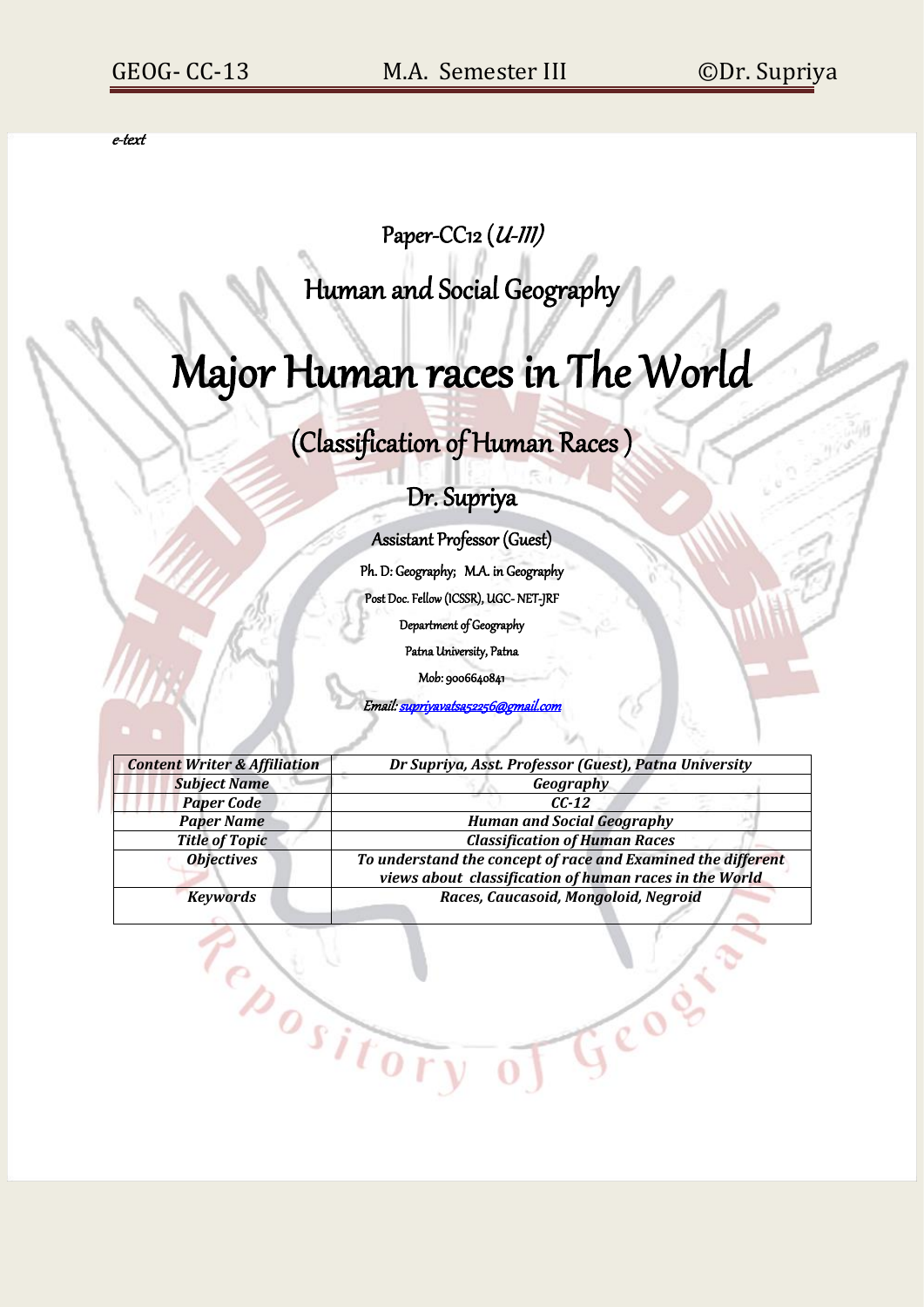*e-text*

Paper-CC12 (*U-III)*

# Human and Social Geography

# Major Human races in The World

## (Classification of Human Races )

### Dr. Supriya

Assistant Professor (Guest)

Ph. D: Geography; M.A. in Geography

Post Doc. Fellow (ICSSR), UGC- NET-JRF

Department of Geography

Patna University, Patna

Mob: 9006640841

*Email: supriyavatsa5225­6@gmail.com*

| ***Content Writer & Affiliation*** | ***Dr Supriya, Asst. Professor (Guest), Patna University*** |
|---|---|
| ***Subject Name*** | ***Geography*** |
| ***Paper Code*** | ***CC-12*** |
| ***Paper Name*** | ***Human and Social Geography*** |
| ***Title of Topic*** | ***Classification of Human Races*** |
| ***Objectives*** | ***To understand the concept of race and Examined the different views about classification of human races in the World*** |
| ***Keywords*** | ***Races, Caucasoid, Mongoloid, Negroid*** |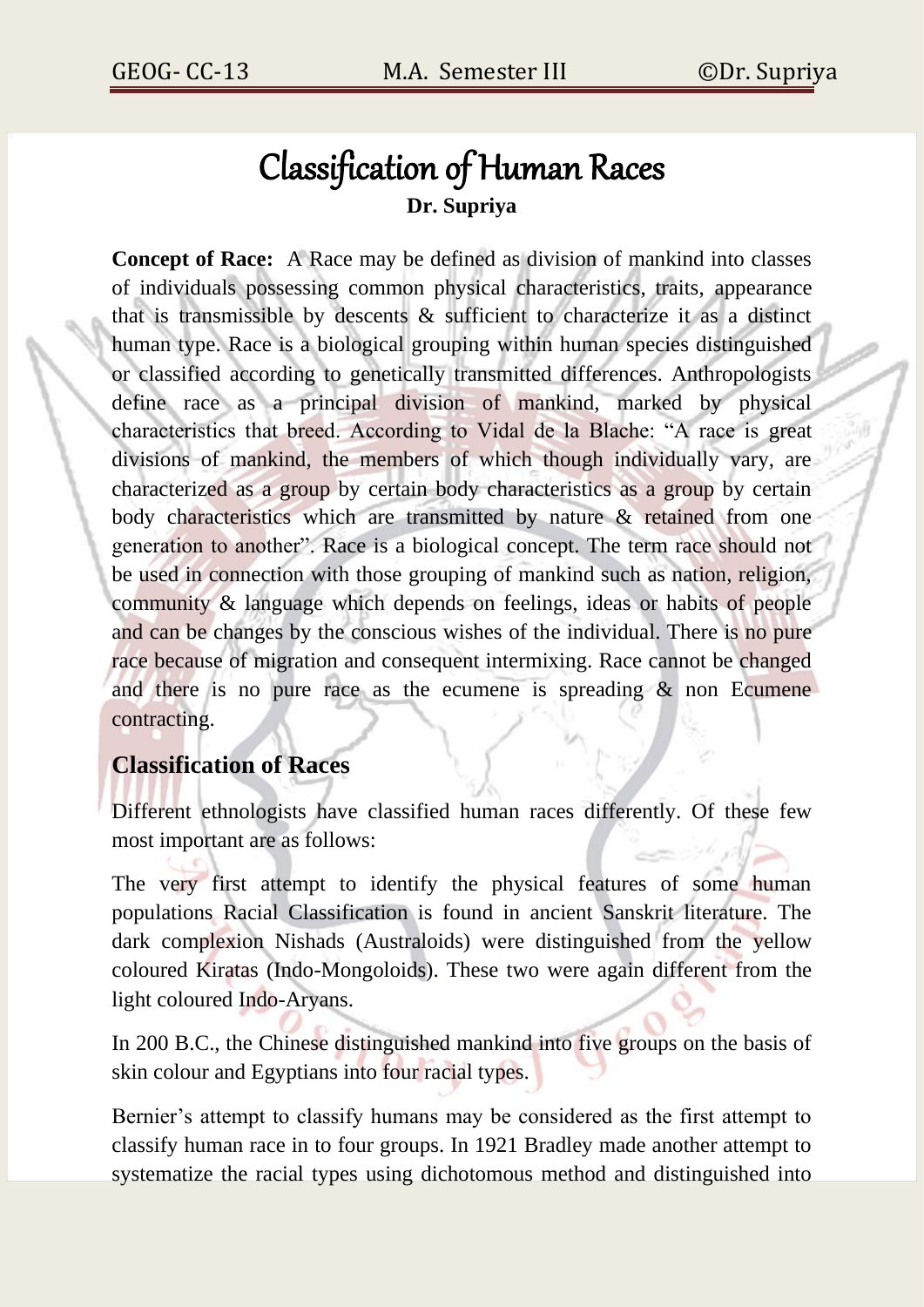# Classification of Human Races

**Dr. Supriya**

**Concept of Race:** A Race may be defined as division of mankind into classes of individuals possessing common physical characteristics, traits, appearance that is transmissible by descents & sufficient to characterize it as a distinct human type. Race is a biological grouping within human species distinguished or classified according to genetically transmitted differences. Anthropologists define race as a principal division of mankind, marked by physical characteristics that breed. According to Vidal de la Blache: "A race is great divisions of mankind, the members of which though individually vary, are characterized as a group by certain body characteristics as a group by certain body characteristics which are transmitted by nature & retained from one generation to another". Race is a biological concept. The term race should not be used in connection with those grouping of mankind such as nation, religion, community & language which depends on feelings, ideas or habits of people and can be changes by the conscious wishes of the individual. There is no pure race because of migration and consequent intermixing. Race cannot be changed and there is no pure race as the ecumene is spreading & non Ecumene contracting.

## Classification of Races

Different ethnologists have classified human races differently. Of these few most important are as follows:

The very first attempt to identify the physical features of some human populations Racial Classification is found in ancient Sanskrit literature. The dark complexion Nishads (Australoids) were distinguished from the yellow coloured Kiratas (Indo-Mongoloids). These two were again different from the light coloured Indo-Aryans.

In 200 B.C., the Chinese distinguished mankind into five groups on the basis of skin colour and Egyptians into four racial types.

Bernier's attempt to classify humans may be considered as the first attempt to classify human race in to four groups. In 1921 Bradley made another attempt to systematize the racial types using dichotomous method and distinguished into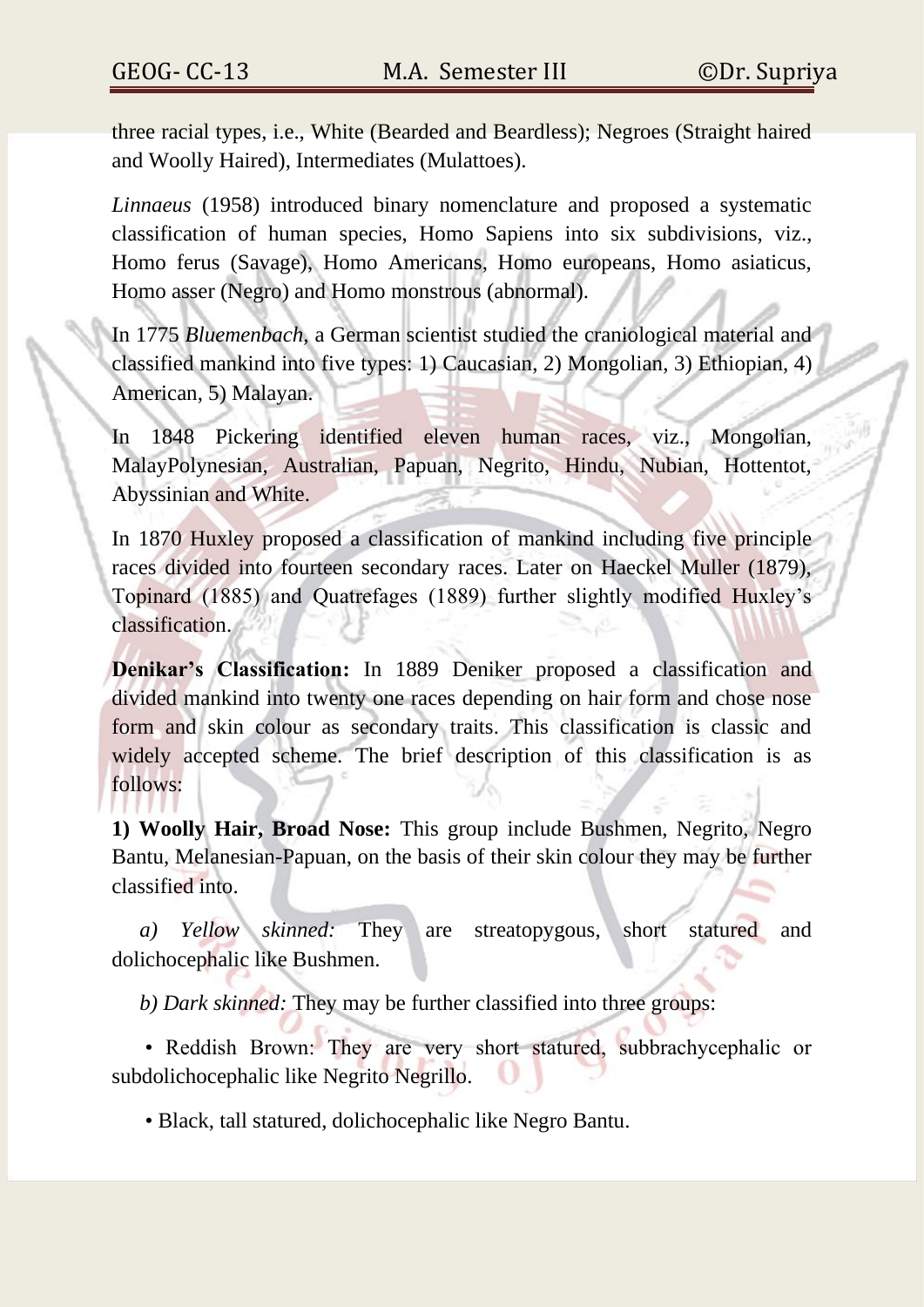three racial types, i.e., White (Bearded and Beardless); Negroes (Straight haired and Woolly Haired), Intermediates (Mulattoes).

*Linnaeus* (1958) introduced binary nomenclature and proposed a systematic classification of human species, Homo Sapiens into six subdivisions, viz., Homo ferus (Savage), Homo Americans, Homo europeans, Homo asiaticus, Homo asser (Negro) and Homo monstrous (abnormal).

In 1775 *Bluemenbach*, a German scientist studied the craniological material and classified mankind into five types: 1) Caucasian, 2) Mongolian, 3) Ethiopian, 4) American, 5) Malayan.

In 1848 Pickering identified eleven human races, viz., Mongolian, MalayPolynesian, Australian, Papuan, Negrito, Hindu, Nubian, Hottentot, Abyssinian and White.

In 1870 Huxley proposed a classification of mankind including five principle races divided into fourteen secondary races. Later on Haeckel Muller (1879), Topinard (1885) and Quatrefages (1889) further slightly modified Huxley's classification.

**Denikar's Classification:** In 1889 Deniker proposed a classification and divided mankind into twenty one races depending on hair form and chose nose form and skin colour as secondary traits. This classification is classic and widely accepted scheme. The brief description of this classification is as follows:

**1) Woolly Hair, Broad Nose:** This group include Bushmen, Negrito, Negro Bantu, Melanesian-Papuan, on the basis of their skin colour they may be further classified into.

*a) Yellow skinned:* They are streatopygous, short statured and dolichocephalic like Bushmen.

*b) Dark skinned:* They may be further classified into three groups:

- Reddish Brown: They are very short statured, subbrachycephalic or subdolichocephalic like Negrito Negrillo.
- Black, tall statured, dolichocephalic like Negro Bantu.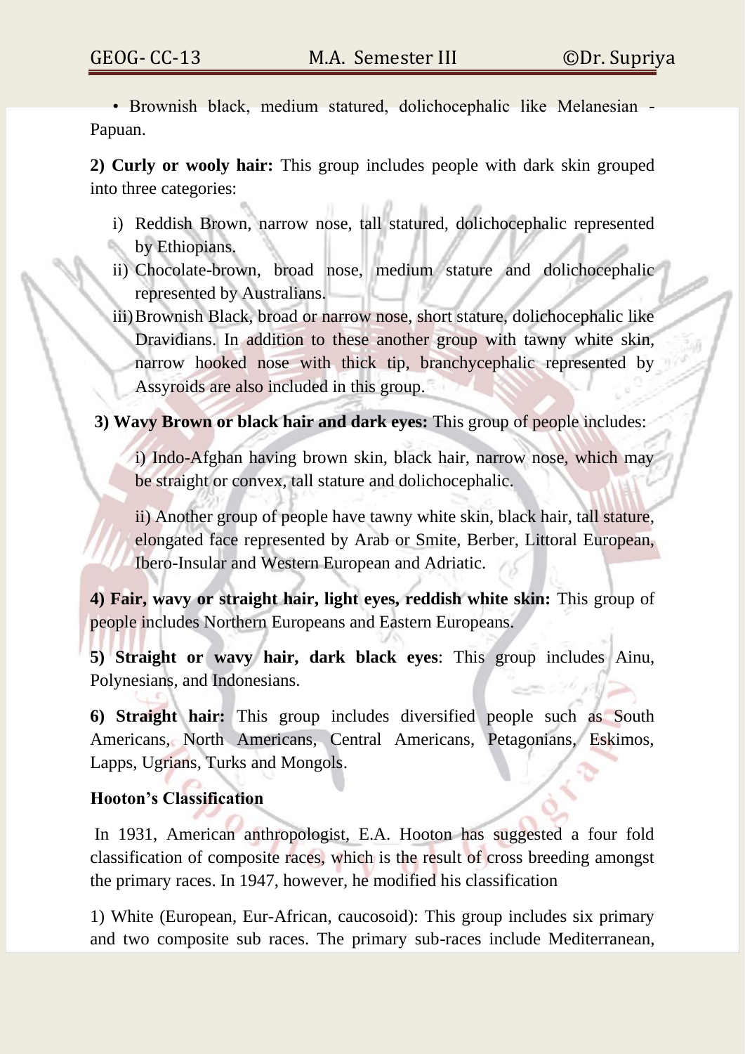• Brownish black, medium statured, dolichocephalic like Melanesian - Papuan.

**2) Curly or wooly hair:** This group includes people with dark skin grouped into three categories:

i) Reddish Brown, narrow nose, tall statured, dolichocephalic represented by Ethiopians.

ii) Chocolate-brown, broad nose, medium stature and dolichocephalic represented by Australians.

iii) Brownish Black, broad or narrow nose, short stature, dolichocephalic like Dravidians. In addition to these another group with tawny white skin, narrow hooked nose with thick tip, branchycephalic represented by Assyroids are also included in this group.

**3) Wavy Brown or black hair and dark eyes:** This group of people includes:

i) Indo-Afghan having brown skin, black hair, narrow nose, which may be straight or convex, tall stature and dolichocephalic.

ii) Another group of people have tawny white skin, black hair, tall stature, elongated face represented by Arab or Smite, Berber, Littoral European, Ibero-Insular and Western European and Adriatic.

**4) Fair, wavy or straight hair, light eyes, reddish white skin:** This group of people includes Northern Europeans and Eastern Europeans.

**5) Straight or wavy hair, dark black eyes**: This group includes Ainu, Polynesians, and Indonesians.

**6) Straight hair:** This group includes diversified people such as South Americans, North Americans, Central Americans, Petagonians, Eskimos, Lapps, Ugrians, Turks and Mongols.

**Hooton's Classification**

In 1931, American anthropologist, E.A. Hooton has suggested a four fold classification of composite races, which is the result of cross breeding amongst the primary races. In 1947, however, he modified his classification

1) White (European, Eur-African, caucosoid): This group includes six primary and two composite sub races. The primary sub-races include Mediterranean,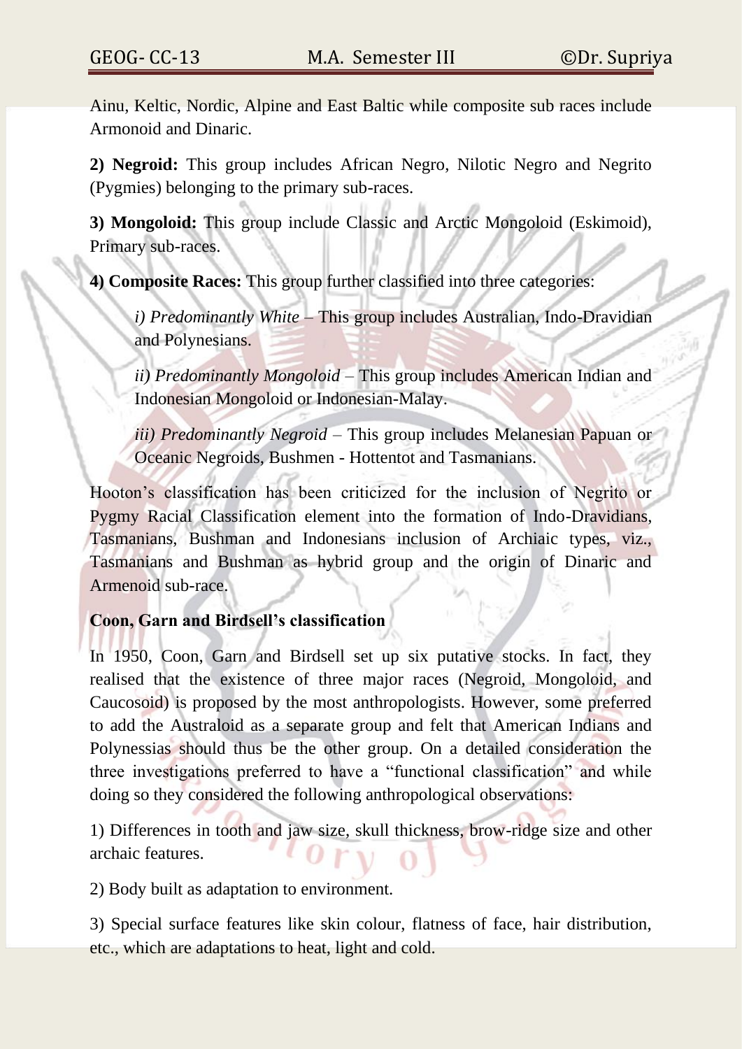Ainu, Keltic, Nordic, Alpine and East Baltic while composite sub races include Armonoid and Dinaric.

**2) Negroid:** This group includes African Negro, Nilotic Negro and Negrito (Pygmies) belonging to the primary sub-races.

**3) Mongoloid:** This group include Classic and Arctic Mongoloid (Eskimoid), Primary sub-races.

**4) Composite Races:** This group further classified into three categories:

> *i) Predominantly White* – This group includes Australian, Indo-Dravidian and Polynesians.
>
> *ii) Predominantly Mongoloid* – This group includes American Indian and Indonesian Mongoloid or Indonesian-Malay.
>
> *iii) Predominantly Negroid* – This group includes Melanesian Papuan or Oceanic Negroids, Bushmen - Hottentot and Tasmanians.

Hooton's classification has been criticized for the inclusion of Negrito or Pygmy Racial Classification element into the formation of Indo-Dravidians, Tasmanians, Bushman and Indonesians inclusion of Archiaic types, viz., Tasmanians and Bushman as hybrid group and the origin of Dinaric and Armenoid sub-race.

**Coon, Garn and Birdsell's classification**

In 1950, Coon, Garn and Birdsell set up six putative stocks. In fact, they realised that the existence of three major races (Negroid, Mongoloid, and Caucosoid) is proposed by the most anthropologists. However, some preferred to add the Australoid as a separate group and felt that American Indians and Polynessias should thus be the other group. On a detailed consideration the three investigations preferred to have a "functional classification" and while doing so they considered the following anthropological observations:

1) Differences in tooth and jaw size, skull thickness, brow-ridge size and other archaic features.

2) Body built as adaptation to environment.

3) Special surface features like skin colour, flatness of face, hair distribution, etc., which are adaptations to heat, light and cold.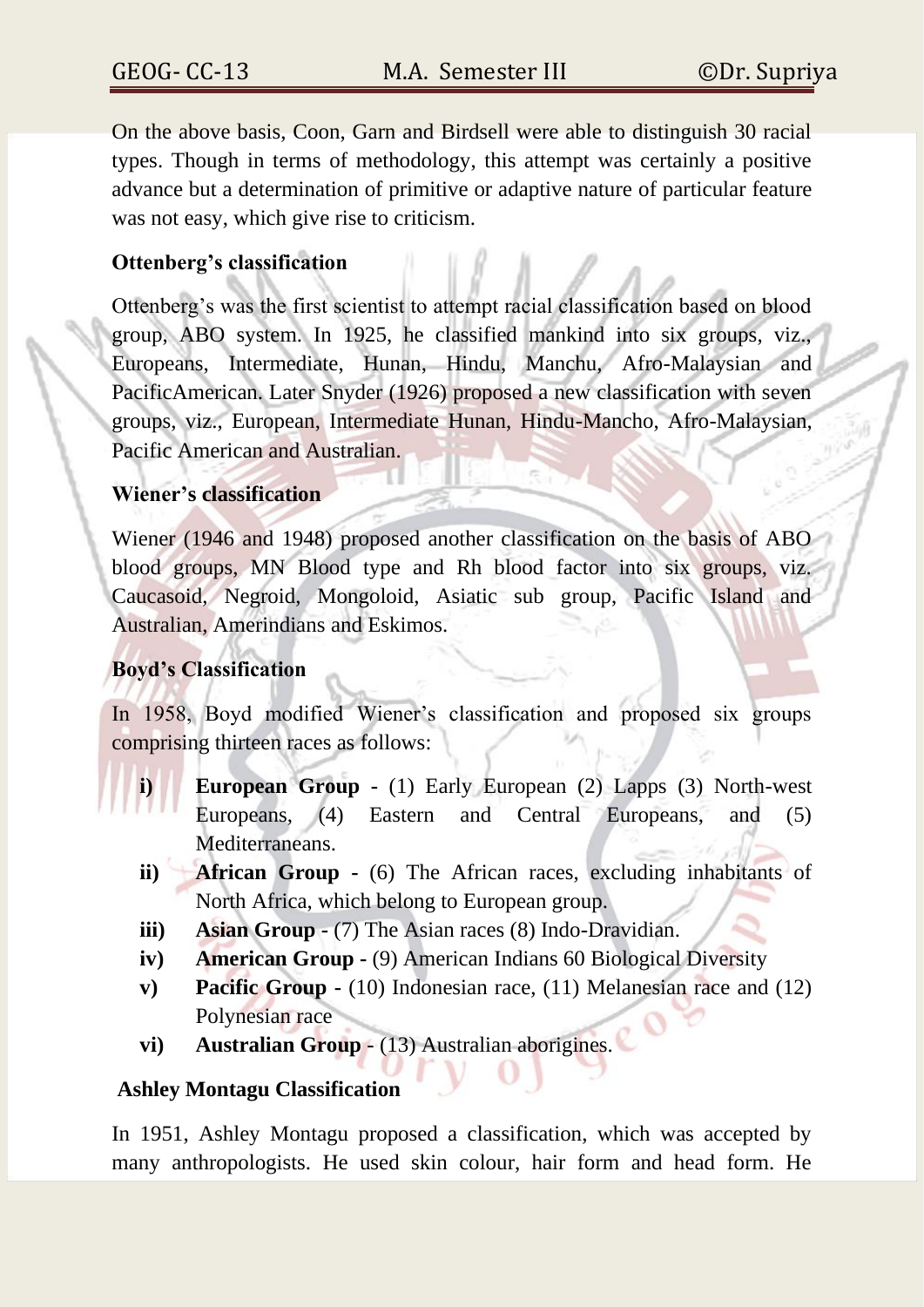On the above basis, Coon, Garn and Birdsell were able to distinguish 30 racial types. Though in terms of methodology, this attempt was certainly a positive advance but a determination of primitive or adaptive nature of particular feature was not easy, which give rise to criticism.

**Ottenberg's classification**

Ottenberg's was the first scientist to attempt racial classification based on blood group, ABO system. In 1925, he classified mankind into six groups, viz., Europeans, Intermediate, Hunan, Hindu, Manchu, Afro-Malaysian and PacificAmerican. Later Snyder (1926) proposed a new classification with seven groups, viz., European, Intermediate Hunan, Hindu-Mancho, Afro-Malaysian, Pacific American and Australian.

**Wiener's classification**

Wiener (1946 and 1948) proposed another classification on the basis of ABO blood groups, MN Blood type and Rh blood factor into six groups, viz. Caucasoid, Negroid, Mongoloid, Asiatic sub group, Pacific Island and Australian, Amerindians and Eskimos.

**Boyd's Classification**

In 1958, Boyd modified Wiener's classification and proposed six groups comprising thirteen races as follows:

- **i) European Group** - (1) Early European (2) Lapps (3) North-west Europeans, (4) Eastern and Central Europeans, and (5) Mediterraneans.
- **ii) African Group** - (6) The African races, excluding inhabitants of North Africa, which belong to European group.
- **iii) Asian Group** - (7) The Asian races (8) Indo-Dravidian.
- **iv) American Group** - (9) American Indians 60 Biological Diversity
- **v) Pacific Group** - (10) Indonesian race, (11) Melanesian race and (12) Polynesian race
- **vi) Australian Group** - (13) Australian aborigines.

**Ashley Montagu Classification**

In 1951, Ashley Montagu proposed a classification, which was accepted by many anthropologists. He used skin colour, hair form and head form. He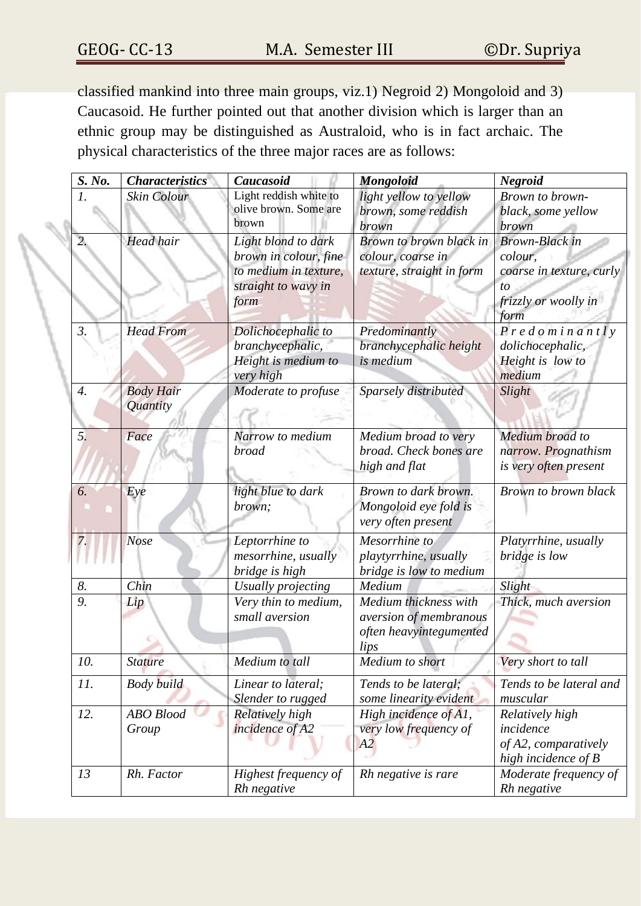classified mankind into three main groups, viz.1) Negroid 2) Mongoloid and 3) Caucasoid. He further pointed out that another division which is larger than an ethnic group may be distinguished as Australoid, who is in fact archaic. The physical characteristics of the three major races are as follows:

| *S. No.* | *Characteristics* | *Caucasoid* | *Mongoloid* | *Negroid* |
|---|---|---|---|---|
| *1.* | *Skin Colour* | Light reddish white to olive brown. Some are brown | *light yellow to yellow brown, some reddish brown* | *Brown to brown-black, some yellow brown* |
| *2.* | *Head hair* | *Light blond to dark brown in colour, fine to medium in texture, straight to wavy in form* | *Brown to brown black in colour, coarse in texture, straight in form* | *Brown-Black in colour, coarse in texture, curly to frizzly or woolly in form* |
| *3.* | *Head From* | *Dolichocephalic to branchycephalic, Height is medium to very high* | *Predominantly branchycephalic height is medium* | *Predominantly dolichocephalic, Height is low to medium* |
| *4.* | *Body Hair Quantity* | *Moderate to profuse* | *Sparsely distributed* | *Slight* |
| *5.* | *Face* | *Narrow to medium broad* | *Medium broad to very broad. Check bones are high and flat* | *Medium broad to narrow. Prognathism is very often present* |
| *6.* | *Eye* | *light blue to dark brown;* | *Brown to dark brown. Mongoloid eye fold is very often present* | *Brown to brown black* |
| *7.* | *Nose* | *Leptorrhine to mesorrhine, usually bridge is high* | *Mesorrhine to playtyrrhine, usually bridge is low to medium* | *Platyrrhine, usually bridge is low* |
| *8.* | *Chin* | *Usually projecting* | *Medium* | *Slight* |
| *9.* | *Lip* | *Very thin to medium, small aversion* | *Medium thickness with aversion of membranous often heavyintegumented lips* | *Thick, much aversion* |
| *10.* | *Stature* | *Medium to tall* | *Medium to short* | *Very short to tall* |
| *11.* | *Body build* | *Linear to lateral; Slender to rugged* | *Tends to be lateral; some linearity evident* | *Tends to be lateral and muscular* |
| *12.* | *ABO Blood Group* | *Relatively high incidence of A2* | *High incidence of A1, very low frequency of A2* | *Relatively high incidence of A2, comparatively high incidence of B* |
| *13* | *Rh. Factor* | *Highest frequency of Rh negative* | *Rh negative is rare* | *Moderate frequency of Rh negative* |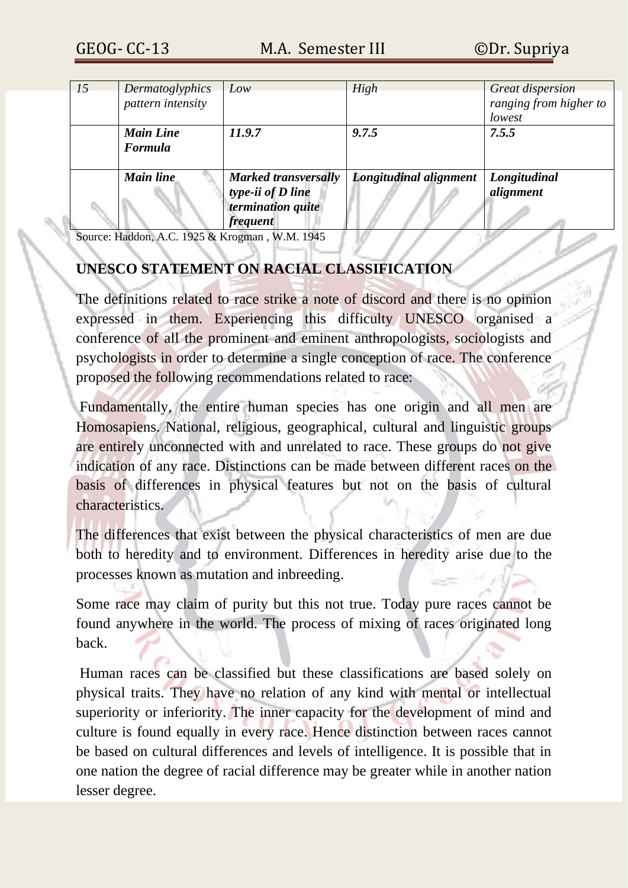| 15 | *Dermatoglyphics pattern intensity* | *Low* | *High* | *Great dispersion ranging from higher to lowest* |
|---|---|---|---|---|
| | ***Main Line Formula*** | ***11.9.7*** | ***9.7.5*** | ***7.5.5*** |
| | ***Main line*** | ***Marked transversally type-ii of D line termination quite frequent*** | ***Longitudinal alignment*** | ***Longitudinal alignment*** |

Source: Haddon, A.C. 1925 & Krogman , W.M. 1945

## UNESCO STATEMENT ON RACIAL CLASSIFICATION

The definitions related to race strike a note of discord and there is no opinion expressed in them. Experiencing this difficulty UNESCO organised a conference of all the prominent and eminent anthropologists, sociologists and psychologists in order to determine a single conception of race. The conference proposed the following recommendations related to race:

Fundamentally, the entire human species has one origin and all men are Homosapiens. National, religious, geographical, cultural and linguistic groups are entirely unconnected with and unrelated to race. These groups do not give indication of any race. Distinctions can be made between different races on the basis of differences in physical features but not on the basis of cultural characteristics.

The differences that exist between the physical characteristics of men are due both to heredity and to environment. Differences in heredity arise due to the processes known as mutation and inbreeding.

Some race may claim of purity but this not true. Today pure races cannot be found anywhere in the world. The process of mixing of races originated long back.

Human races can be classified but these classifications are based solely on physical traits. They have no relation of any kind with mental or intellectual superiority or inferiority. The inner capacity for the development of mind and culture is found equally in every race. Hence distinction between races cannot be based on cultural differences and levels of intelligence. It is possible that in one nation the degree of racial difference may be greater while in another nation lesser degree.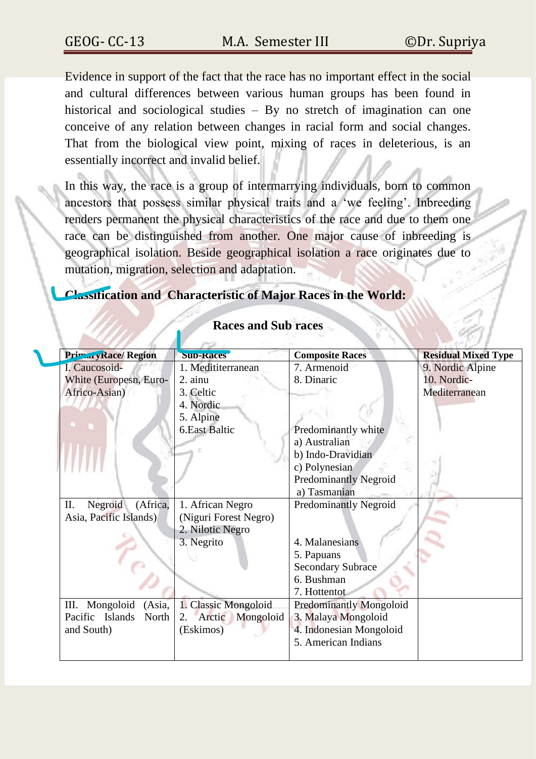Evidence in support of the fact that the race has no important effect in the social and cultural differences between various human groups has been found in historical and sociological studies – By no stretch of imagination can one conceive of any relation between changes in racial form and social changes. That from the biological view point, mixing of races in deleterious, is an essentially incorrect and invalid belief.

In this way, the race is a group of intermarrying individuals, born to common ancestors that possess similar physical traits and a 'we feeling'. Inbreeding renders permanent the physical characteristics of the race and due to them one race can be distinguished from another. One major cause of inbreeding is geographical isolation. Beside geographical isolation a race originates due to mutation, migration, selection and adaptation.

**Classification and Characteristic of Major Races in the World:**

**Races and Sub races**

| Primary Race/ Region | Sub-Races | Composite Races | Residual Mixed Type |
|---|---|---|---|
| I. Caucosoid- White (Europesn, Euro-Africo-Asian) | 1. Medititerranean<br>2. ainu<br>3. Celtic<br>4. Nordic<br>5. Alpine<br>6. East Baltic | 7. Armenoid<br>8. Dinaric<br><br>Predominantly white<br>a) Australian<br>b) Indo-Dravidian<br>c) Polynesian<br>Predominantly Negroid<br>a) Tasmanian | 9. Nordic Alpine<br>10. Nordic-Mediterranean |
| II. Negroid (Africa, Asia, Pacific Islands) | 1. African Negro (Niguri Forest Negro)<br>2. Nilotic Negro<br>3. Negrito | Predominantly Negroid<br><br>4. Malanesians<br>5. Papuans<br>Secondary Subrace<br>6. Bushman<br>7. Hottentot | |
| III. Mongoloid (Asia, Pacific Islands North and South) | 1. Classic Mongoloid<br>2. Arctic Mongoloid (Eskimos) | Predominantly Mongoloid<br>3. Malaya Mongoloid<br>4. Indonesian Mongoloid<br>5. American Indians | |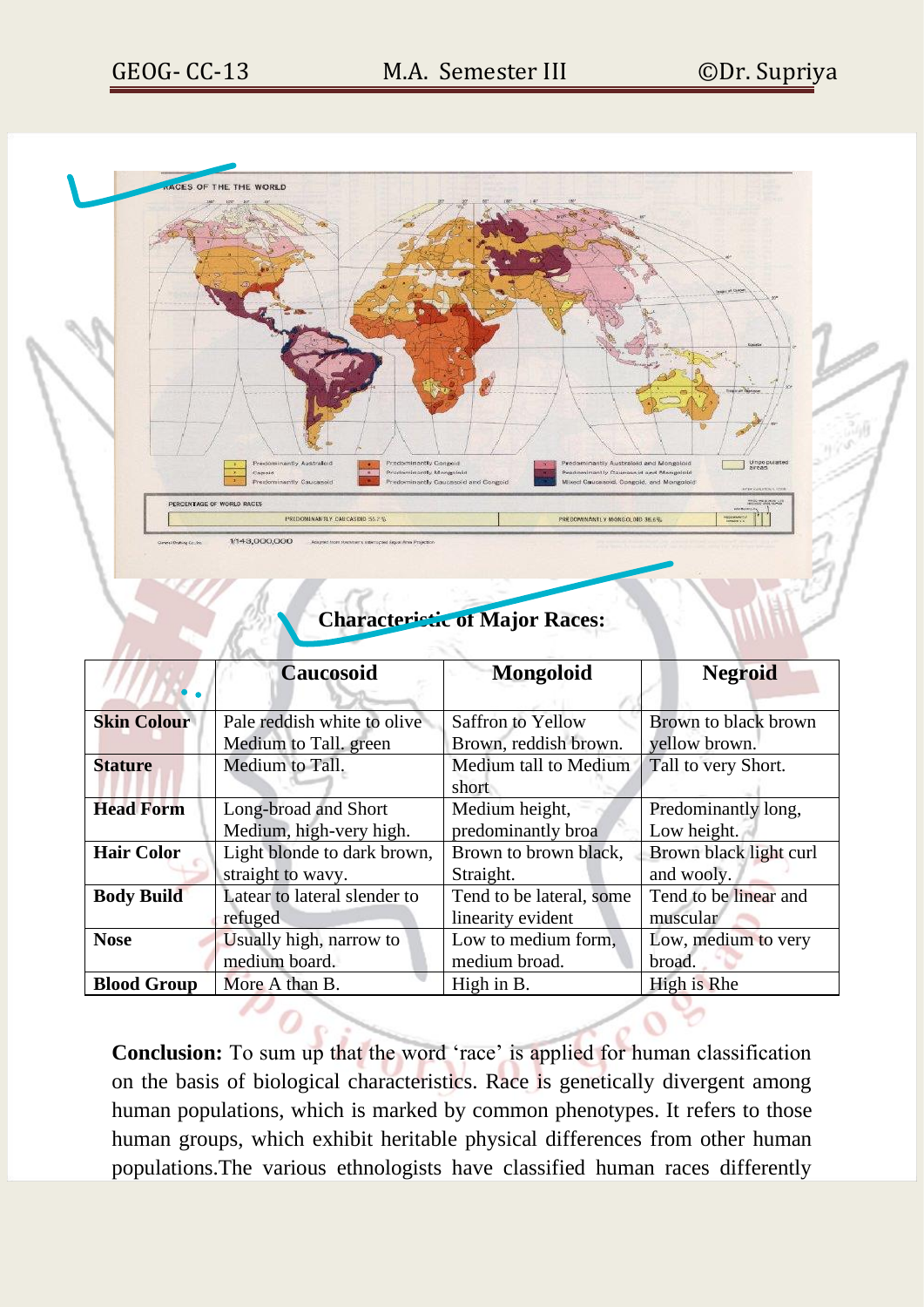RACES OF THE THE WORLD

**Characteristic of Major Races:**

| | **Caucosoid** | **Mongoloid** | **Negroid** |
|---|---|---|---|
| **Skin Colour** | Pale reddish white to olive Medium to Tall. green | Saffron to Yellow Brown, reddish brown. | Brown to black brown yellow brown. |
| **Stature** | Medium to Tall. | Medium tall to Medium short | Tall to very Short. |
| **Head Form** | Long-broad and Short Medium, high-very high. | Medium height, predominantly broa | Predominantly long, Low height. |
| **Hair Color** | Light blonde to dark brown, straight to wavy. | Brown to brown black, Straight. | Brown black light curl and wooly. |
| **Body Build** | Latear to lateral slender to refuged | Tend to be lateral, some linearity evident | Tend to be linear and muscular |
| **Nose** | Usually high, narrow to medium board. | Low to medium form, medium broad. | Low, medium to very broad. |
| **Blood Group** | More A than B. | High in B. | High is Rhe |

**Conclusion:** To sum up that the word 'race' is applied for human classification on the basis of biological characteristics. Race is genetically divergent among human populations, which is marked by common phenotypes. It refers to those human groups, which exhibit heritable physical differences from other human populations.The various ethnologists have classified human races differently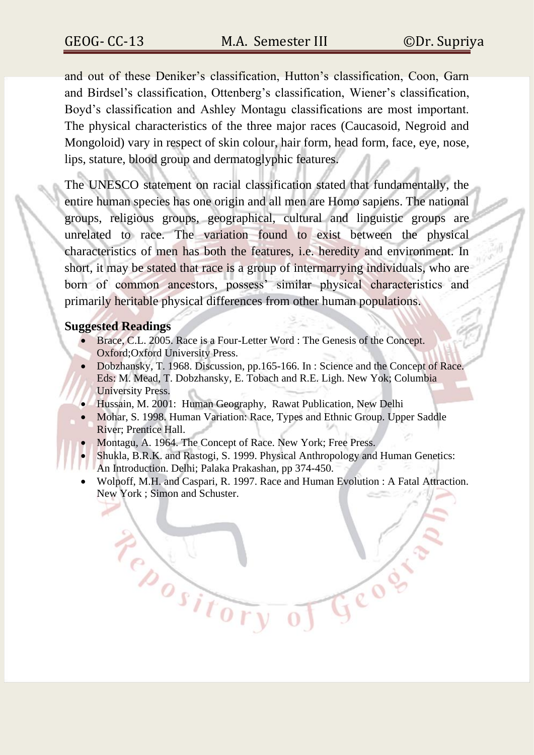and out of these Deniker's classification, Hutton's classification, Coon, Garn and Birdsel's classification, Ottenberg's classification, Wiener's classification, Boyd's classification and Ashley Montagu classifications are most important. The physical characteristics of the three major races (Caucasoid, Negroid and Mongoloid) vary in respect of skin colour, hair form, head form, face, eye, nose, lips, stature, blood group and dermatoglyphic features.

The UNESCO statement on racial classification stated that fundamentally, the entire human species has one origin and all men are Homo sapiens. The national groups, religious groups, geographical, cultural and linguistic groups are unrelated to race. The variation found to exist between the physical characteristics of men has both the features, i.e. heredity and environment. In short, it may be stated that race is a group of intermarrying individuals, who are born of common ancestors, possess' similar physical characteristics and primarily heritable physical differences from other human populations.

**Suggested Readings**

- Brace, C.L. 2005. Race is a Four-Letter Word : The Genesis of the Concept. Oxford;Oxford University Press.
- Dobzhansky, T. 1968. Discussion, pp.165-166. In : Science and the Concept of Race. Eds: M. Mead, T. Dobzhansky, E. Tobach and R.E. Ligh. New Yok; Columbia University Press.
- Hussain, M. 2001: Human Geography, Rawat Publication, New Delhi
- Mohar, S. 1998. Human Variation: Race, Types and Ethnic Group. Upper Saddle River; Prentice Hall.
- Montagu, A. 1964. The Concept of Race. New York; Free Press.
- Shukla, B.R.K. and Rastogi, S. 1999. Physical Anthropology and Human Genetics: An Introduction. Delhi; Palaka Prakashan, pp 374-450.
- Wolpoff, M.H. and Caspari, R. 1997. Race and Human Evolution : A Fatal Attraction. New York ; Simon and Schuster.